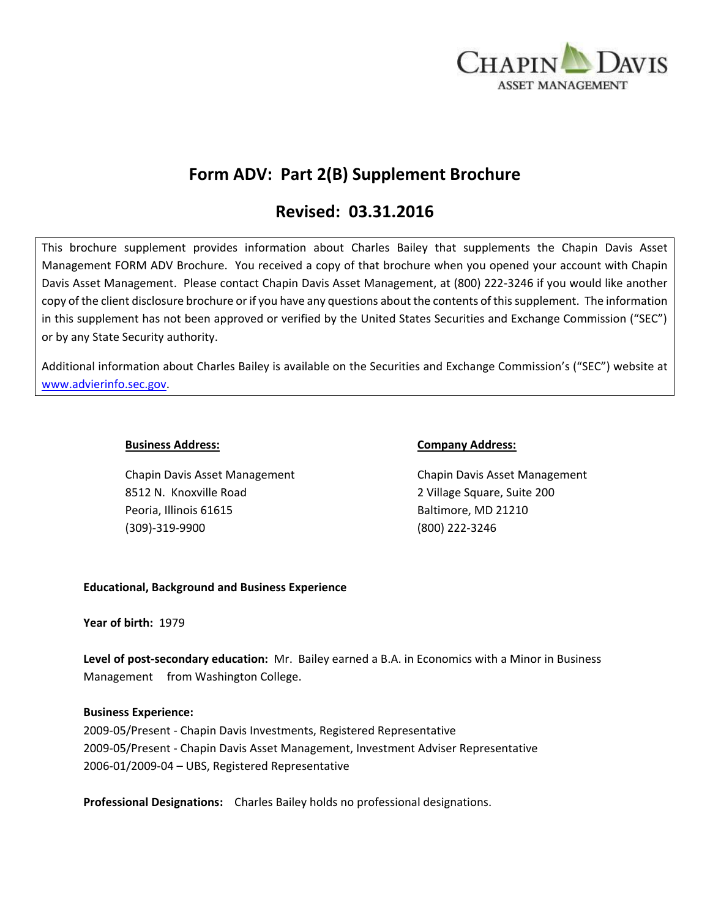CHAPIN DAVIS
ASSET MANAGEMENT

# Form ADV: Part 2(B) Supplement Brochure

## Revised: 03.31.2016

This brochure supplement provides information about Charles Bailey that supplements the Chapin Davis Asset Management FORM ADV Brochure. You received a copy of that brochure when you opened your account with Chapin Davis Asset Management. Please contact Chapin Davis Asset Management, at (800) 222-3246 if you would like another copy of the client disclosure brochure or if you have any questions about the contents of this supplement. The information in this supplement has not been approved or verified by the United States Securities and Exchange Commission ("SEC") or by any State Security authority.

Additional information about Charles Bailey is available on the Securities and Exchange Commission's ("SEC") website at www.advierinfo.sec.gov.

**Business Address:**

Chapin Davis Asset Management
8512 N. Knoxville Road
Peoria, Illinois 61615
(309)-319-9900

**Company Address:**

Chapin Davis Asset Management
2 Village Square, Suite 200
Baltimore, MD 21210
(800) 222-3246

**Educational, Background and Business Experience**

**Year of birth:** 1979

**Level of post-secondary education:** Mr. Bailey earned a B.A. in Economics with a Minor in Business Management from Washington College.

**Business Experience:**

2009-05/Present - Chapin Davis Investments, Registered Representative
2009-05/Present - Chapin Davis Asset Management, Investment Adviser Representative
2006-01/2009-04 – UBS, Registered Representative

**Professional Designations:** Charles Bailey holds no professional designations.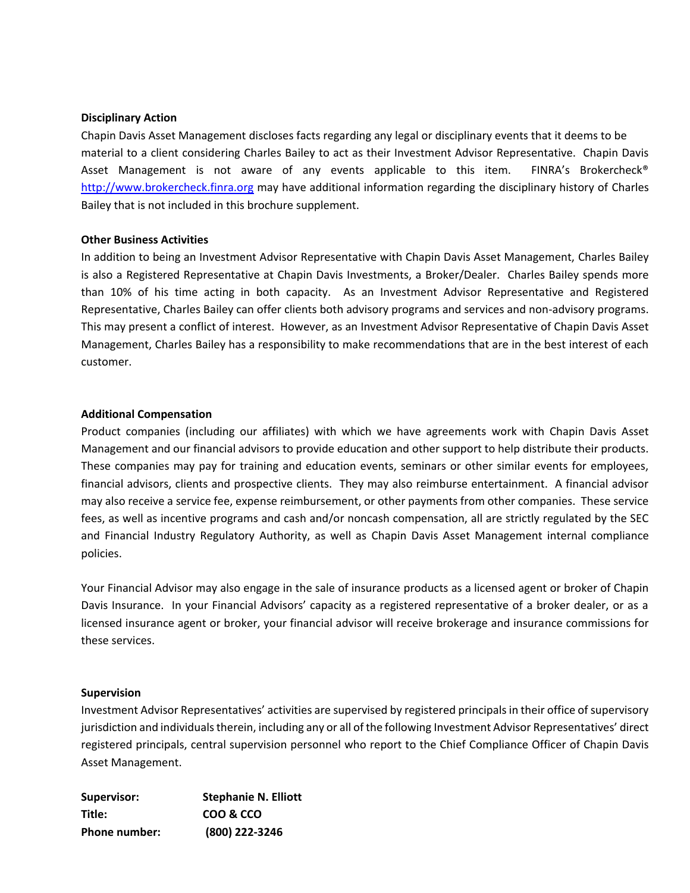**Disciplinary Action**

Chapin Davis Asset Management discloses facts regarding any legal or disciplinary events that it deems to be material to a client considering Charles Bailey to act as their Investment Advisor Representative. Chapin Davis Asset Management is not aware of any events applicable to this item. FINRA's Brokercheck® http://www.brokercheck.finra.org may have additional information regarding the disciplinary history of Charles Bailey that is not included in this brochure supplement.

**Other Business Activities**

In addition to being an Investment Advisor Representative with Chapin Davis Asset Management, Charles Bailey is also a Registered Representative at Chapin Davis Investments, a Broker/Dealer. Charles Bailey spends more than 10% of his time acting in both capacity. As an Investment Advisor Representative and Registered Representative, Charles Bailey can offer clients both advisory programs and services and non-advisory programs. This may present a conflict of interest. However, as an Investment Advisor Representative of Chapin Davis Asset Management, Charles Bailey has a responsibility to make recommendations that are in the best interest of each customer.

**Additional Compensation**

Product companies (including our affiliates) with which we have agreements work with Chapin Davis Asset Management and our financial advisors to provide education and other support to help distribute their products. These companies may pay for training and education events, seminars or other similar events for employees, financial advisors, clients and prospective clients. They may also reimburse entertainment. A financial advisor may also receive a service fee, expense reimbursement, or other payments from other companies. These service fees, as well as incentive programs and cash and/or noncash compensation, all are strictly regulated by the SEC and Financial Industry Regulatory Authority, as well as Chapin Davis Asset Management internal compliance policies.

Your Financial Advisor may also engage in the sale of insurance products as a licensed agent or broker of Chapin Davis Insurance. In your Financial Advisors' capacity as a registered representative of a broker dealer, or as a licensed insurance agent or broker, your financial advisor will receive brokerage and insurance commissions for these services.

**Supervision**

Investment Advisor Representatives' activities are supervised by registered principals in their office of supervisory jurisdiction and individuals therein, including any or all of the following Investment Advisor Representatives' direct registered principals, central supervision personnel who report to the Chief Compliance Officer of Chapin Davis Asset Management.

**Supervisor:** **Stephanie N. Elliott**
**Title:** **COO & CCO**
**Phone number:** **(800) 222-3246**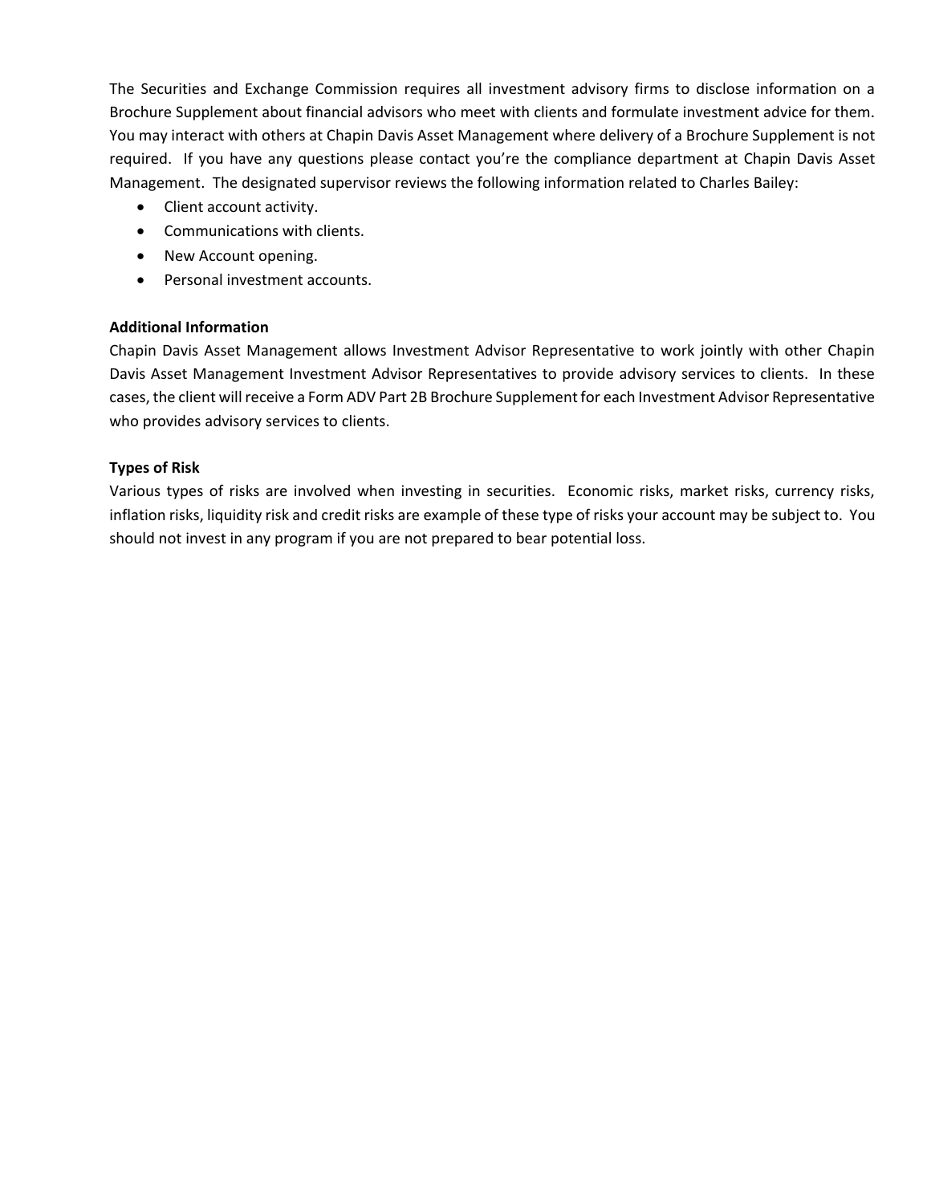The Securities and Exchange Commission requires all investment advisory firms to disclose information on a Brochure Supplement about financial advisors who meet with clients and formulate investment advice for them. You may interact with others at Chapin Davis Asset Management where delivery of a Brochure Supplement is not required. If you have any questions please contact you're the compliance department at Chapin Davis Asset Management. The designated supervisor reviews the following information related to Charles Bailey:

- Client account activity.
- Communications with clients.
- New Account opening.
- Personal investment accounts.

**Additional Information**

Chapin Davis Asset Management allows Investment Advisor Representative to work jointly with other Chapin Davis Asset Management Investment Advisor Representatives to provide advisory services to clients. In these cases, the client will receive a Form ADV Part 2B Brochure Supplement for each Investment Advisor Representative who provides advisory services to clients.

**Types of Risk**

Various types of risks are involved when investing in securities. Economic risks, market risks, currency risks, inflation risks, liquidity risk and credit risks are example of these type of risks your account may be subject to. You should not invest in any program if you are not prepared to bear potential loss.